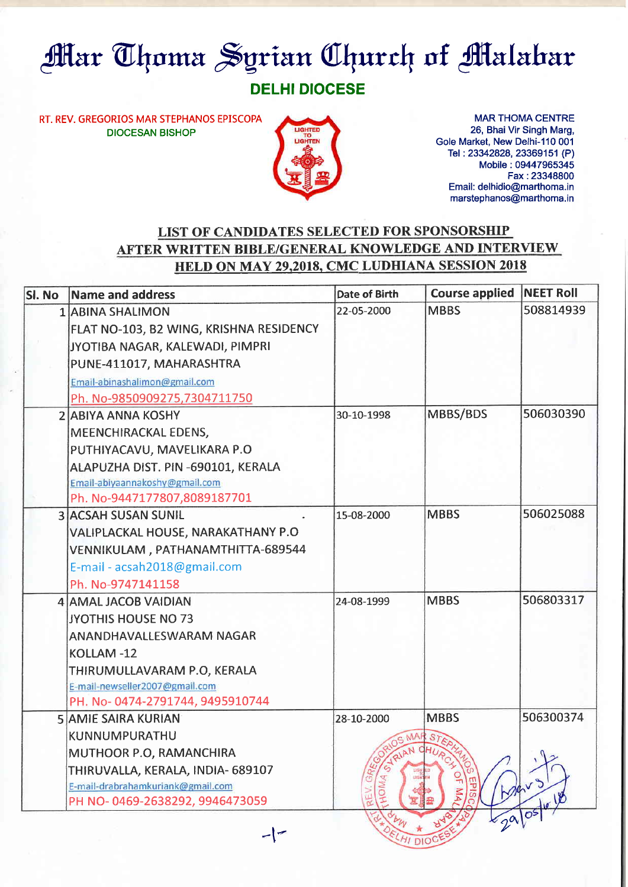# Mar Thoma Syrian Church of Malabar

## DELHI DIOCESE

RT. REV. GREGORIOS MAR STEPHANOS EPISCOPA
DIOCESAN BISHOP

MAR THOMA CENTRE
26, Bhai Vir Singh Marg,
Gole Market, New Delhi-110 001
Tel : 23342828, 23369151 (P)
Mobile : 09447965345
Fax : 23348800
Email: delhidio@marthoma.in
marstephanos@marthoma.in

### LIST OF CANDIDATES SELECTED FOR SPONSORSHIP AFTER WRITTEN BIBLE/GENERAL KNOWLEDGE AND INTERVIEW HELD ON MAY 29,2018, CMC LUDHIANA SESSION 2018

| Sl. No | Name and address | Date of Birth | Course applied | NEET Roll |
|---|---|---|---|---|
| 1 | ABINA SHALIMON<br>FLAT NO-103, B2 WING, KRISHNA RESIDENCY<br>JYOTIBA NAGAR, KALEWADI, PIMPRI<br>PUNE-411017, MAHARASHTRA<br>Email-abinashalimon@gmail.com<br>Ph. No-9850909275,7304711750 | 22-05-2000 | MBBS | 508814939 |
| 2 | ABIYA ANNA KOSHY<br>MEENCHIRACKAL EDENS,<br>PUTHIYACAVU, MAVELIKARA P.O<br>ALAPUZHA DIST. PIN -690101, KERALA<br>Email-abiyaannakoshy@gmail.com<br>Ph. No-9447177807,8089187701 | 30-10-1998 | MBBS/BDS | 506030390 |
| 3 | ACSAH SUSAN SUNIL<br>VALIPLACKAL HOUSE, NARAKATHANY P.O<br>VENNIKULAM , PATHANAMTHITTA-689544<br>E-mail - acsah2018@gmail.com<br>Ph. No-9747141158 | 15-08-2000 | MBBS | 506025088 |
| 4 | AMAL JACOB VAIDIAN<br>JYOTHIS HOUSE NO 73<br>ANANDHAVALLESWARAM NAGAR<br>KOLLAM -12<br>THIRUMULLAVARAM P.O, KERALA<br>E-mail-newseller2007@gmail.com<br>PH. No- 0474-2791744, 9495910744 | 24-08-1999 | MBBS | 506803317 |
| 5 | AMIE SAIRA KURIAN<br>KUNNUMPURATHU<br>MUTHOOR P.O, RAMANCHIRA<br>THIRUVALLA, KERALA, INDIA- 689107<br>E-mail-drabrahamkuriank@gmail.com<br>PH NO- 0469-2638292, 9946473059 | 28-10-2000 | MBBS | 506300374 |

29/05/18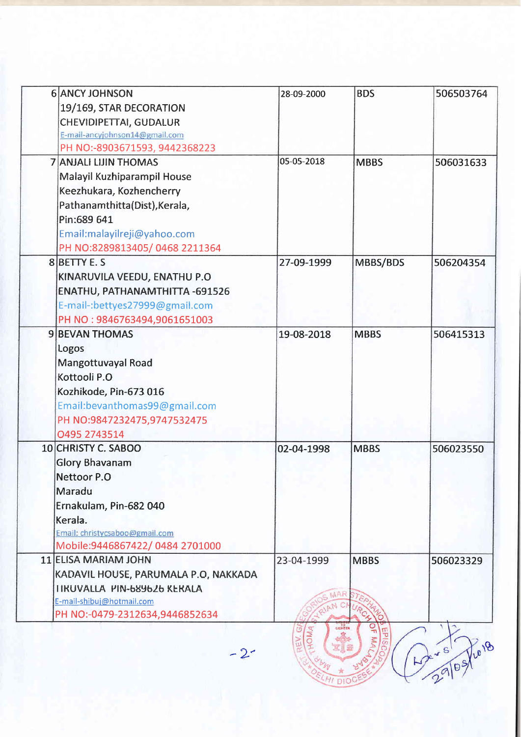| 6 | ANCY JOHNSON<br>19/169, STAR DECORATION<br>CHEVIDIPETTAI, GUDALUR<br>E-mail-ancyjohnson14@gmail.com<br>PH NO:-8903671593, 9442368223 | 28-09-2000 | BDS | 506503764 |
|---|---|---|---|---|
| 7 | ANJALI LIJIN THOMAS<br>Malayil Kuzhiparampil House<br>Keezhukara, Kozhencherry<br>Pathanamthitta(Dist),Kerala,<br>Pin:689 641<br>Email:malayilreji@yahoo.com<br>PH NO:8289813405/ 0468 2211364 | 05-05-2018 | MBBS | 506031633 |
| 8 | BETTY E. S<br>KINARUVILA VEEDU, ENATHU P.O<br>ENATHU, PATHANAMTHITTA -691526<br>E-mail-:bettyes27999@gmail.com<br>PH NO : 9846763494,9061651003 | 27-09-1999 | MBBS/BDS | 506204354 |
| 9 | BEVAN THOMAS<br>Logos<br>Mangottuvayal Road<br>Kottooli P.O<br>Kozhikode, Pin-673 016<br>Email:bevanthomas99@gmail.com<br>PH NO:9847232475,9747532475<br>0495 2743514 | 19-08-2018 | MBBS | 506415313 |
| 10 | CHRISTY C. SABOO<br>Glory Bhavanam<br>Nettoor P.O<br>Maradu<br>Ernakulam, Pin-682 040<br>Kerala.<br>Email: christycsaboo@gmail.com<br>Mobile:9446867422/ 0484 2701000 | 02-04-1998 | MBBS | 506023550 |
| 11 | ELISA MARIAM JOHN<br>KADAVIL HOUSE, PARUMALA P.O, NAKKADA<br>TIRUVALLA PIN-689626 KERALA<br>E-mail-shibuj@hotmail.com<br>PH NO:-0479-2312634,9446852634 | 23-04-1999 | MBBS | 506023329 |

RT. REV. GREGORIOS MAR STEPHANOS EPISCOPA, MAR THOMA SYRIAN CHURCH OF MALABAR, DELHI DIOCESE

29/05/2018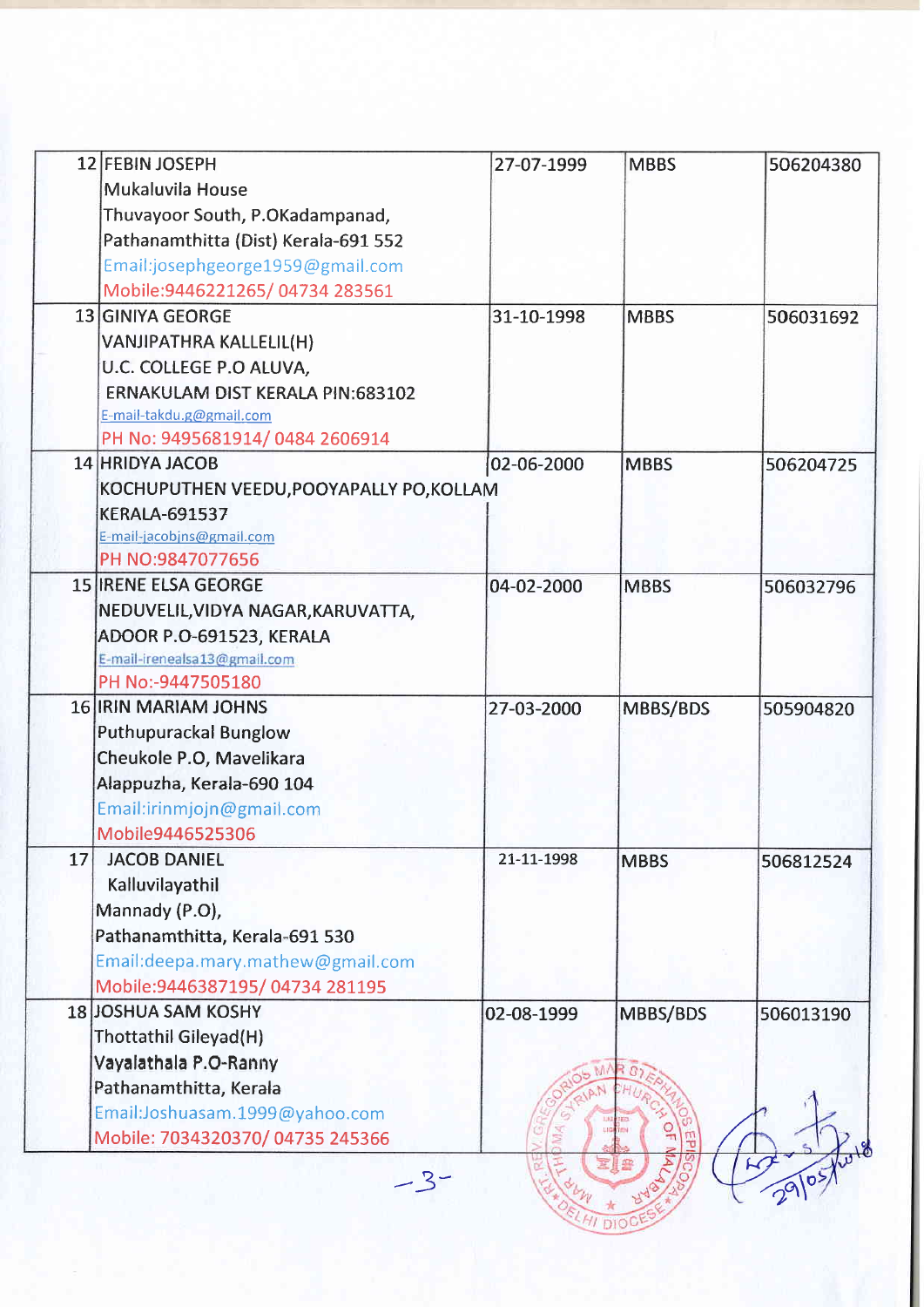| | | | | |
|---|---|---|---|---|
| 12 | FEBIN JOSEPH<br>Mukaluvila House<br>Thuvayoor South, P.OKadampanad,<br>Pathanamthitta (Dist) Kerala-691 552<br>Email:josephgeorge1959@gmail.com<br>Mobile:9446221265/ 04734 283561 | 27-07-1999 | MBBS | 506204380 |
| 13 | GINIYA GEORGE<br>VANJIPATHRA KALLELIL(H)<br>U.C. COLLEGE P.O ALUVA,<br>ERNAKULAM DIST KERALA PIN:683102<br>E-mail-takdu.g@gmail.com<br>PH No: 9495681914/ 0484 2606914 | 31-10-1998 | MBBS | 506031692 |
| 14 | HRIDYA JACOB<br>KOCHUPUTHEN VEEDU,POOYAPALLY PO,KOLLAM<br>KERALA-691537<br>E-mail-jacobjns@gmail.com<br>PH NO:9847077656 | 02-06-2000 | MBBS | 506204725 |
| 15 | IRENE ELSA GEORGE<br>NEDUVELIL,VIDYA NAGAR,KARUVATTA,<br>ADOOR P.O-691523, KERALA<br>E-mail-irenealsa13@gmail.com<br>PH No:-9447505180 | 04-02-2000 | MBBS | 506032796 |
| 16 | IRIN MARIAM JOHNS<br>Puthupurackal Bunglow<br>Cheukole P.O, Mavelikara<br>Alappuzha, Kerala-690 104<br>Email:irinmjojn@gmail.com<br>Mobile9446525306 | 27-03-2000 | MBBS/BDS | 505904820 |
| 17 | JACOB DANIEL<br>Kalluvilayathil<br>Mannady (P.O),<br>Pathanamthitta, Kerala-691 530<br>Email:deepa.mary.mathew@gmail.com<br>Mobile:9446387195/ 04734 281195 | 21-11-1998 | MBBS | 506812524 |
| 18 | JOSHUA SAM KOSHY<br>Thottathil Gileyad(H)<br>Vayalathala P.O-Ranny<br>Pathanamthitta, Kerala<br>Email:Joshuasam.1999@yahoo.com<br>Mobile: 7034320370/ 04735 245366 | 02-08-1999 | MBBS/BDS | 506013190 |

29/05/2018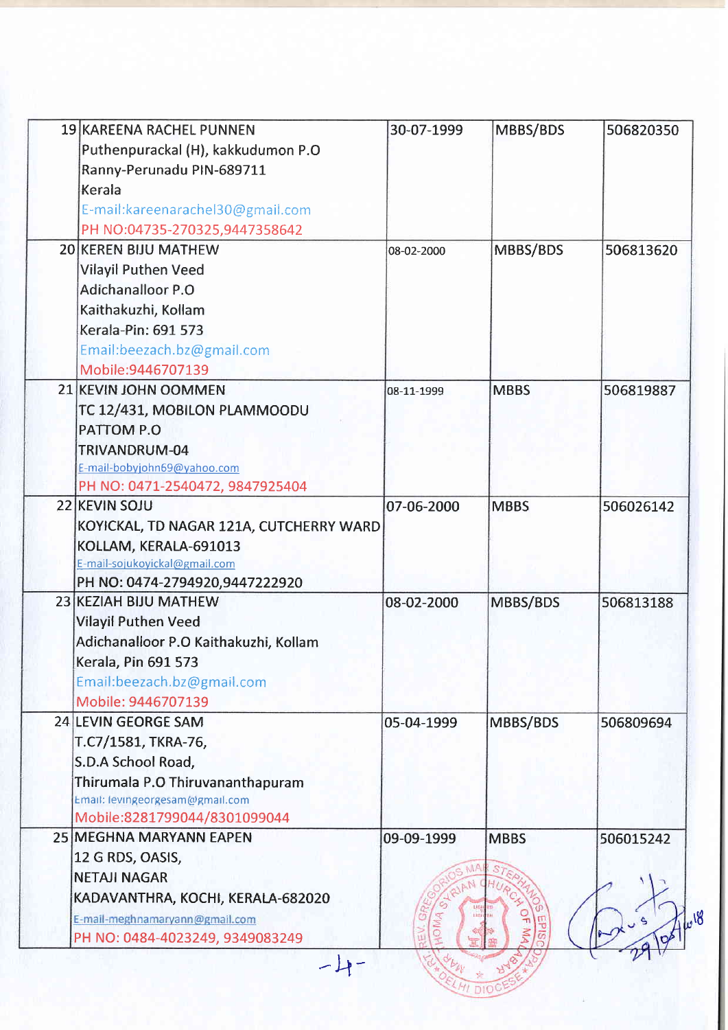| | | | | |
|---|---|---|---|---|
| 19 | KAREENA RACHEL PUNNEN<br>Puthenpurackal (H), kakkudumon P.O<br>Ranny-Perunadu PIN-689711<br>Kerala<br>E-mail:kareenarachel30@gmail.com<br>PH NO:04735-270325,9447358642 | 30-07-1999 | MBBS/BDS | 506820350 |
| 20 | KEREN BIJU MATHEW<br>Vilayil Puthen Veed<br>Adichanalloor P.O<br>Kaithakuzhi, Kollam<br>Kerala-Pin: 691 573<br>Email:beezach.bz@gmail.com<br>Mobile:9446707139 | 08-02-2000 | MBBS/BDS | 506813620 |
| 21 | KEVIN JOHN OOMMEN<br>TC 12/431, MOBILON PLAMMOODU<br>PATTOM P.O<br>TRIVANDRUM-04<br>E-mail-bobyjohn69@yahoo.com<br>PH NO: 0471-2540472, 9847925404 | 08-11-1999 | MBBS | 506819887 |
| 22 | KEVIN SOJU<br>KOYICKAL, TD NAGAR 121A, CUTCHERRY WARD<br>KOLLAM, KERALA-691013<br>E-mail-sojukoyickal@gmail.com<br>PH NO: 0474-2794920,9447222920 | 07-06-2000 | MBBS | 506026142 |
| 23 | KEZIAH BIJU MATHEW<br>Vilayil Puthen Veed<br>Adichanalloor P.O Kaithakuzhi, Kollam<br>Kerala, Pin 691 573<br>Email:beezach.bz@gmail.com<br>Mobile: 9446707139 | 08-02-2000 | MBBS/BDS | 506813188 |
| 24 | LEVIN GEORGE SAM<br>T.C7/1581, TKRA-76,<br>S.D.A School Road,<br>Thirumala P.O Thiruvananthapuram<br>Email: levingeorgesam@gmail.com<br>Mobile:8281799044/8301099044 | 05-04-1999 | MBBS/BDS | 506809694 |
| 25 | MEGHNA MARYANN EAPEN<br>12 G RDS, OASIS,<br>NETAJI NAGAR<br>KADAVANTHRA, KOCHI, KERALA-682020<br>E-mail-meghnamaryann@gmail.com<br>PH NO: 0484-4023249, 9349083249 | 09-09-1999 | MBBS | 506015242 |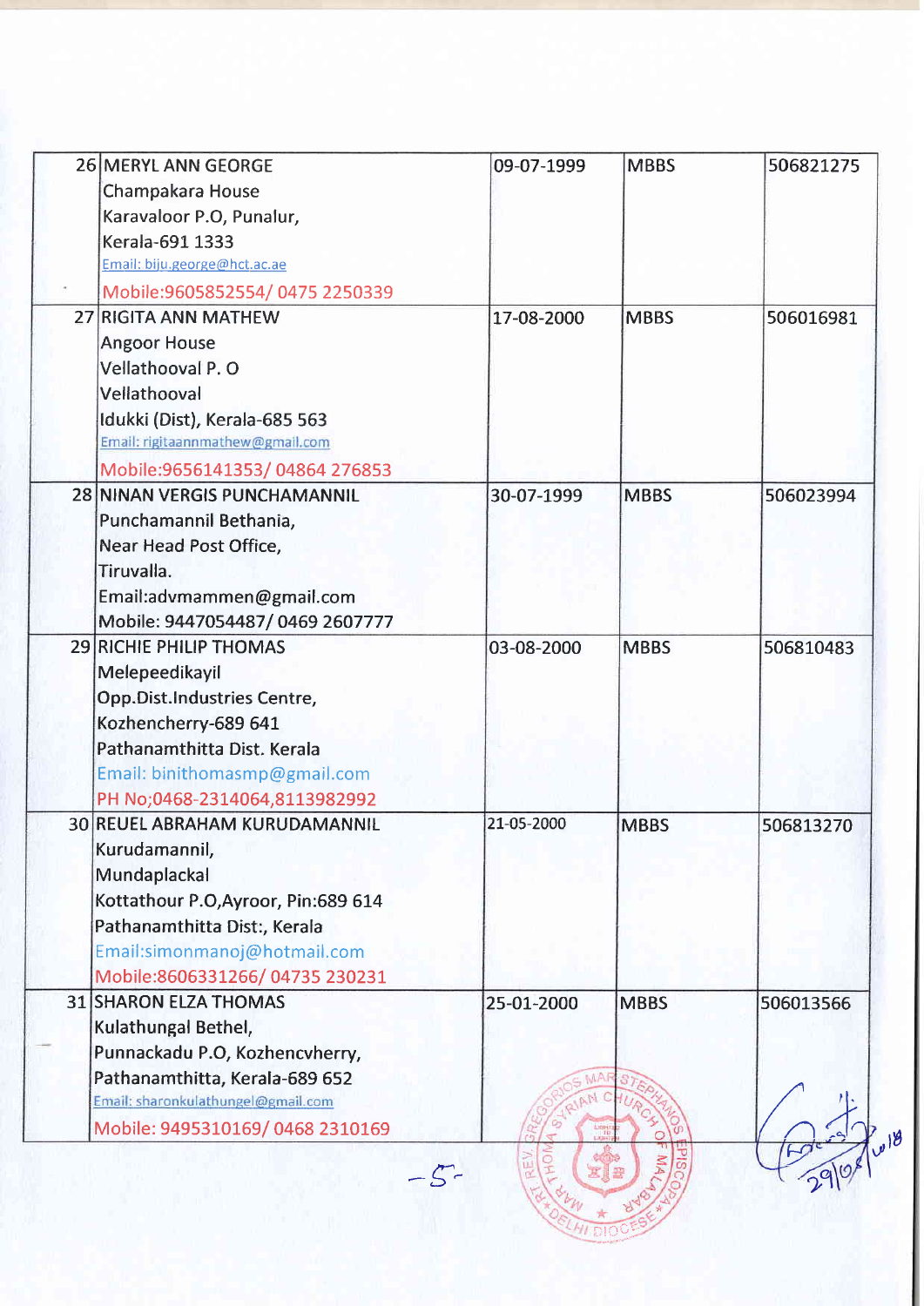| | | | | |
|---|---|---|---|---|
| 26 | MERYL ANN GEORGE<br>Champakara House<br>Karavaloor P.O, Punalur,<br>Kerala-691 1333<br>Email: biju.george@hct.ac.ae<br>Mobile:9605852554/ 0475 2250339 | 09-07-1999 | MBBS | 506821275 |
| 27 | RIGITA ANN MATHEW<br>Angoor House<br>Vellathooval P. O<br>Vellathooval<br>Idukki (Dist), Kerala-685 563<br>Email: rigitaannmathew@gmail.com<br>Mobile:9656141353/ 04864 276853 | 17-08-2000 | MBBS | 506016981 |
| 28 | NINAN VERGIS PUNCHAMANNIL<br>Punchamannil Bethania,<br>Near Head Post Office,<br>Tiruvalla.<br>Email:advmammen@gmail.com<br>Mobile: 9447054487/ 0469 2607777 | 30-07-1999 | MBBS | 506023994 |
| 29 | RICHIE PHILIP THOMAS<br>Melepeedikayil<br>Opp.Dist.Industries Centre,<br>Kozhencherry-689 641<br>Pathanamthitta Dist. Kerala<br>Email: binithomasmp@gmail.com<br>PH No;0468-2314064,8113982992 | 03-08-2000 | MBBS | 506810483 |
| 30 | REUEL ABRAHAM KURUDAMANNIL<br>Kurudamannil,<br>Mundaplackal<br>Kottathour P.O,Ayroor, Pin:689 614<br>Pathanamthitta Dist:, Kerala<br>Email:simonmanoj@hotmail.com<br>Mobile:8606331266/ 04735 230231 | 21-05-2000 | MBBS | 506813270 |
| 31 | SHARON ELZA THOMAS<br>Kulathungal Bethel,<br>Punnackadu P.O, Kozhencvherry,<br>Pathanamthitta, Kerala-689 652<br>Email: sharonkulathungel@gmail.com<br>Mobile: 9495310169/ 0468 2310169 | 25-01-2000 | MBBS | 506013566 |

-5-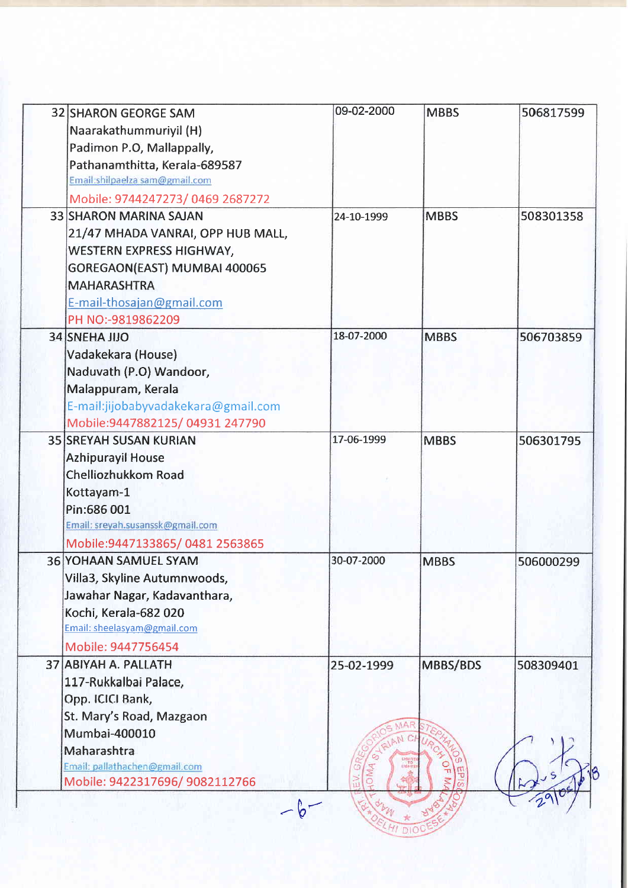| | | | | |
|---|---|---|---|---|
| 32 | SHARON GEORGE SAM<br>Naarakathummuriyil (H)<br>Padimon P.O, Mallappally,<br>Pathanamthitta, Kerala-689587<br>Email:shilpaelza sam@gmail.com<br>Mobile: 9744247273/ 0469 2687272 | 09-02-2000 | MBBS | 506817599 |
| 33 | SHARON MARINA SAJAN<br>21/47 MHADA VANRAI, OPP HUB MALL,<br>WESTERN EXPRESS HIGHWAY,<br>GOREGAON(EAST) MUMBAI 400065<br>MAHARASHTRA<br>E-mail-thosajan@gmail.com<br>PH NO:-9819862209 | 24-10-1999 | MBBS | 508301358 |
| 34 | SNEHA JIJO<br>Vadakekara (House)<br>Naduvath (P.O) Wandoor,<br>Malappuram, Kerala<br>E-mail:jijobabyvadakekara@gmail.com<br>Mobile:9447882125/ 04931 247790 | 18-07-2000 | MBBS | 506703859 |
| 35 | SREYAH SUSAN KURIAN<br>Azhipurayil House<br>Chelliozhukkom Road<br>Kottayam-1<br>Pin:686 001<br>Email: sreyah.susanssk@gmail.com<br>Mobile:9447133865/ 0481 2563865 | 17-06-1999 | MBBS | 506301795 |
| 36 | YOHAAN SAMUEL SYAM<br>Villa3, Skyline Autumnwoods,<br>Jawahar Nagar, Kadavanthara,<br>Kochi, Kerala-682 020<br>Email: sheelasyam@gmail.com<br>Mobile: 9447756454 | 30-07-2000 | MBBS | 506000299 |
| 37 | ABIYAH A. PALLATH<br>117-Rukkalbai Palace,<br>Opp. ICICI Bank,<br>St. Mary's Road, Mazgaon<br>Mumbai-400010<br>Maharashtra<br>Email: pallathachen@gmail.com<br>Mobile: 9422317696/ 9082112766 | 25-02-1999 | MBBS/BDS | 508309401 |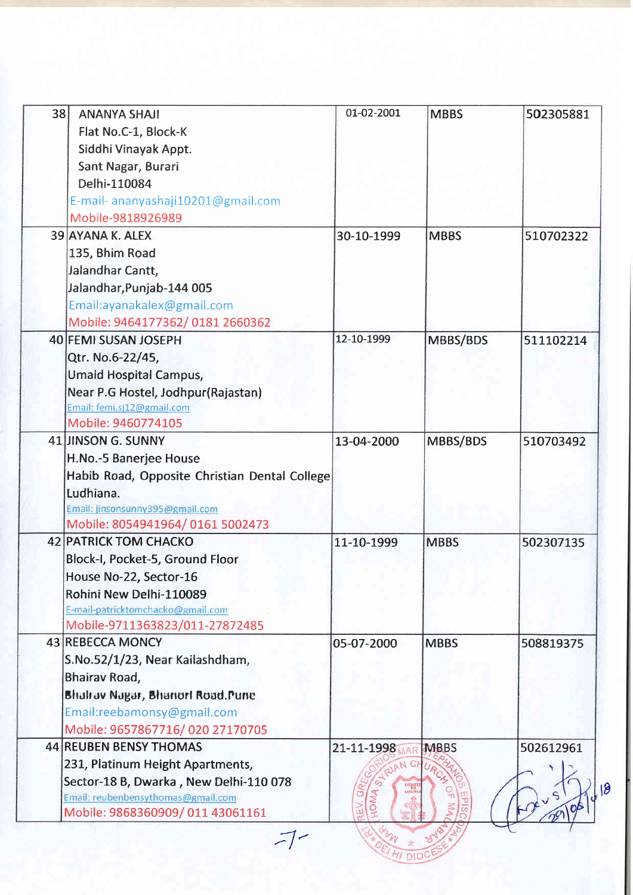| | | | | |
|---|---|---|---|---|
| 38 | ANANYA SHAJI<br>Flat No.C-1, Block-K<br>Siddhi Vinayak Appt.<br>Sant Nagar, Burari<br>Delhi-110084<br>E-mail- ananyashaji10201@gmail.com<br>Mobile-9818926989 | 01-02-2001 | MBBS | 502305881 |
| 39 | AYANA K. ALEX<br>135, Bhim Road<br>Jalandhar Cantt,<br>Jalandhar,Punjab-144 005<br>Email:ayanakalex@gmail.com<br>Mobile: 9464177362/ 0181 2660362 | 30-10-1999 | MBBS | 510702322 |
| 40 | FEMI SUSAN JOSEPH<br>Qtr. No.6-22/45,<br>Umaid Hospital Campus,<br>Near P.G Hostel, Jodhpur(Rajastan)<br>Email: femi.sj12@gmail.com<br>Mobile: 9460774105 | 12-10-1999 | MBBS/BDS | 511102214 |
| 41 | JINSON G. SUNNY<br>H.No.-5 Banerjee House<br>Habib Road, Opposite Christian Dental College<br>Ludhiana.<br>Email: jinsonsunny395@gmail.com<br>Mobile: 8054941964/ 0161 5002473 | 13-04-2000 | MBBS/BDS | 510703492 |
| 42 | PATRICK TOM CHACKO<br>Block-I, Pocket-5, Ground Floor<br>House No-22, Sector-16<br>Rohini New Delhi-110089<br>E-mail-patricktomchacko@gmail.com<br>Mobile-9711363823/011-27872485 | 11-10-1999 | MBBS | 502307135 |
| 43 | REBECCA MONCY<br>S.No.52/1/23, Near Kailashdham,<br>Bhairav Road,<br>Bhairav Nagar, Bhanori Road.Pune<br>Email:reebamonsy@gmail.com<br>Mobile: 9657867716/ 020 27170705 | 05-07-2000 | MBBS | 508819375 |
| 44 | REUBEN BENSY THOMAS<br>231, Platinum Height Apartments,<br>Sector-18 B, Dwarka , New Delhi-110 078<br>Email: reubenbensythomas@gmail.com<br>Mobile: 9868360909/ 011 43061161 | 21-11-1998 | MBBS | 502612961 |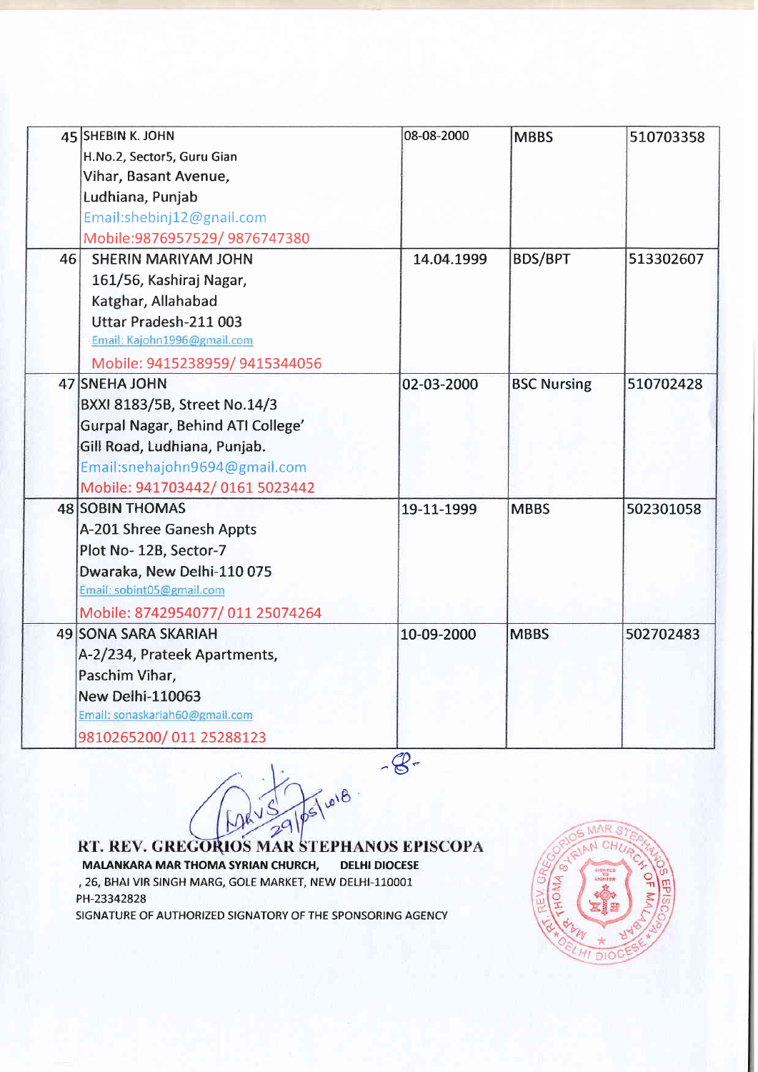| | | | | |
|---|---|---|---|---|
| 45 | SHEBIN K. JOHN<br>H.No.2, Sector5, Guru Gian<br>Vihar, Basant Avenue,<br>Ludhiana, Punjab<br>Email:shebinj12@gnail.com<br>Mobile:9876957529/ 9876747380 | 08-08-2000 | MBBS | 510703358 |
| 46 | SHERIN MARIYAM JOHN<br>161/56, Kashiraj Nagar,<br>Katghar, Allahabad<br>Uttar Pradesh-211 003<br>Email: Kajohn1996@gmail.com<br>Mobile: 9415238959/ 9415344056 | 14.04.1999 | BDS/BPT | 513302607 |
| 47 | SNEHA JOHN<br>BXXI 8183/5B, Street No.14/3<br>Gurpal Nagar, Behind ATI College'<br>Gill Road, Ludhiana, Punjab.<br>Email:snehajohn9694@gmail.com<br>Mobile: 941703442/ 0161 5023442 | 02-03-2000 | BSC Nursing | 510702428 |
| 48 | SOBIN THOMAS<br>A-201 Shree Ganesh Appts<br>Plot No- 12B, Sector-7<br>Dwaraka, New Delhi-110 075<br>Email: sobint05@gmail.com<br>Mobile: 8742954077/ 011 25074264 | 19-11-1999 | MBBS | 502301058 |
| 49 | SONA SARA SKARIAH<br>A-2/234, Prateek Apartments,<br>Paschim Vihar,<br>New Delhi-110063<br>Email: sonaskariah60@gmail.com<br>9810265200/ 011 25288123 | 10-09-2000 | MBBS | 502702483 |

29/05/2018

**RT. REV. GREGORIOS MAR STEPHANOS EPISCOPA**

**MALANKARA MAR THOMA SYRIAN CHURCH, DELHI DIOCESE**

, 26, BHAI VIR SINGH MARG, GOLE MARKET, NEW DELHI-110001

PH-23342828

SIGNATURE OF AUTHORIZED SIGNATORY OF THE SPONSORING AGENCY

RT. REV. GREGORIOS MAR STEPHANOS EPISCOPA MAR THOMA SYRIAN CHURCH OF MALABAR DELHI DIOCESE